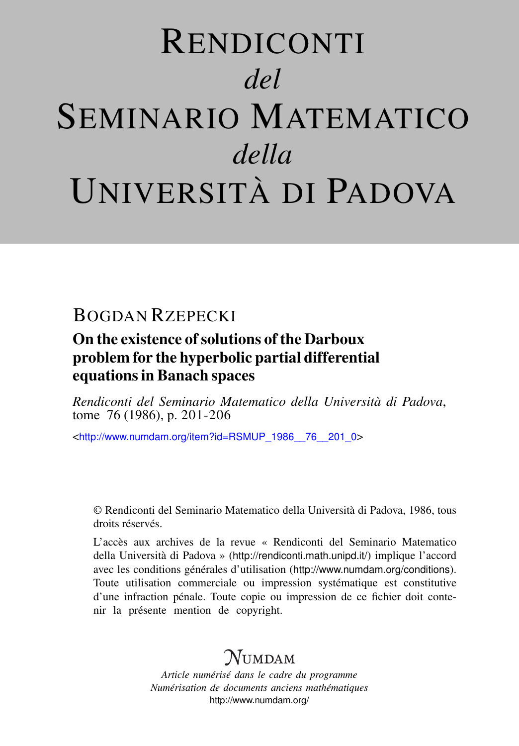# Rendiconti *del* Seminario Matematico *della* Università di Padova

## Bogdan Rzepecki

### On the existence of solutions of the Darboux problem for the hyperbolic partial differential equations in Banach spaces

*Rendiconti del Seminario Matematico della Università di Padova*, tome 76 (1986), p. 201-206

<http://www.numdam.org/item?id=RSMUP_1986__76__201_0>

© Rendiconti del Seminario Matematico della Università di Padova, 1986, tous droits réservés.

L'accès aux archives de la revue « Rendiconti del Seminario Matematico della Università di Padova » (http://rendiconti.math.unipd.it/) implique l'accord avec les conditions générales d'utilisation (http://www.numdam.org/conditions). Toute utilisation commerciale ou impression systématique est constitutive d'une infraction pénale. Toute copie ou impression de ce fichier doit contenir la présente mention de copyright.

NUMDAM

*Article numérisé dans le cadre du programme Numérisation de documents anciens mathématiques*
http://www.numdam.org/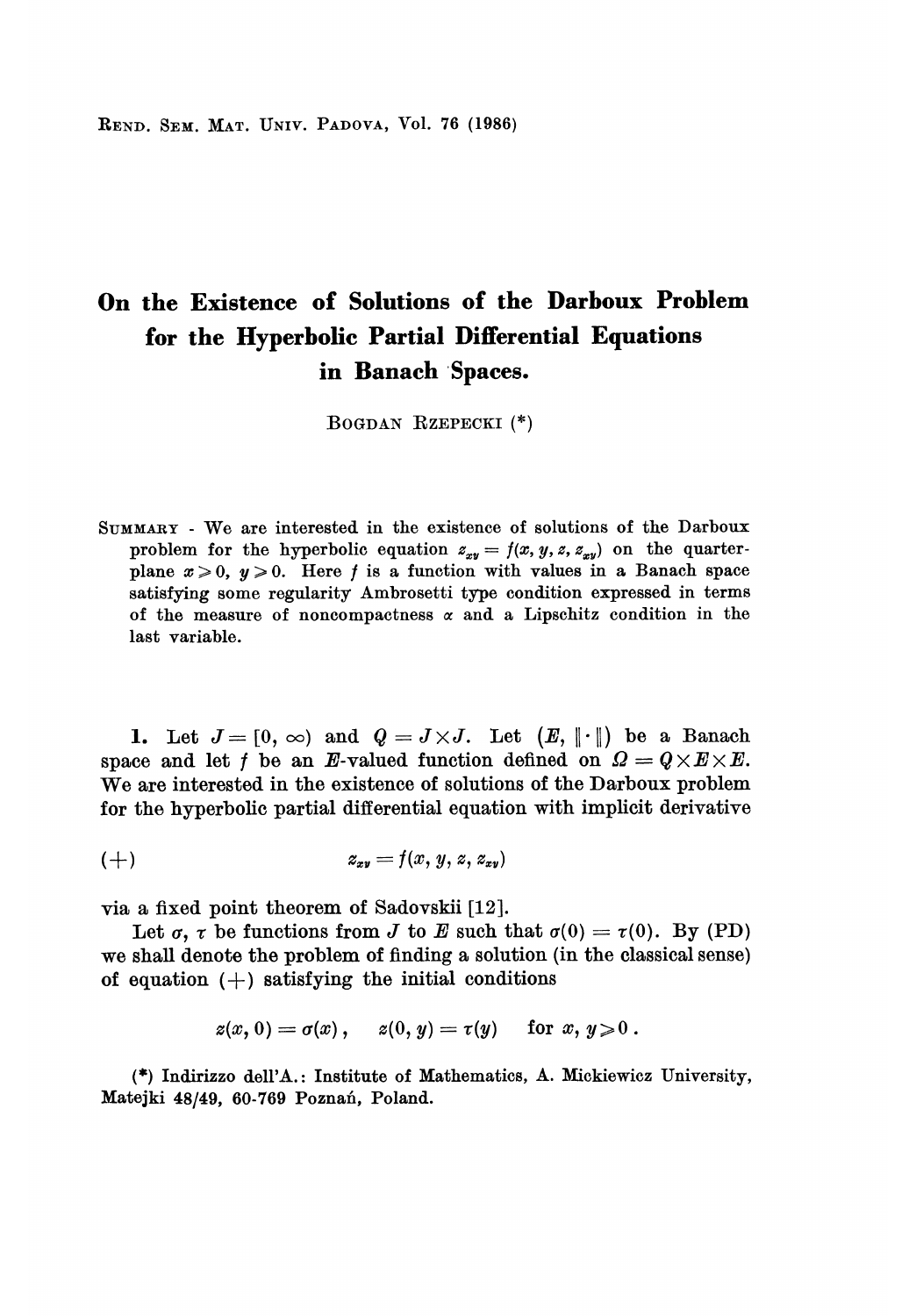# On the Existence of Solutions of the Darboux Problem for the Hyperbolic Partial Differential Equations in Banach Spaces.

BOGDAN RZEPECKI (*)

SUMMARY - We are interested in the existence of solutions of the Darboux problem for the hyperbolic equation $z_{xy} = f(x, y, z, z_{xy})$ on the quarter-plane $x \geq 0$, $y \geq 0$. Here $f$ is a function with values in a Banach space satisfying some regularity Ambrosetti type condition expressed in terms of the measure of noncompactness $\alpha$ and a Lipschitz condition in the last variable.

**1.** Let $J = [0, \infty)$ and $Q = J \times J$. Let $(E, \|\cdot\|)$ be a Banach space and let $f$ be an $E$-valued function defined on $\Omega = Q \times E \times E$. We are interested in the existence of solutions of the Darboux problem for the hyperbolic partial differential equation with implicit derivative

$$(+) \qquad z_{xy} = f(x, y, z, z_{xy})$$

via a fixed point theorem of Sadovskii [12].

Let $\sigma$, $\tau$ be functions from $J$ to $E$ such that $\sigma(0) = \tau(0)$. By (PD) we shall denote the problem of finding a solution (in the classical sense) of equation $(+)$ satisfying the initial conditions

$$z(x, 0) = \sigma(x), \quad z(0, y) = \tau(y) \quad \text{for } x, y \geq 0.$$

(*) Indirizzo dell'A.: Institute of Mathematics, A. Mickiewicz University, Matejki 48/49, 60-769 Poznań, Poland.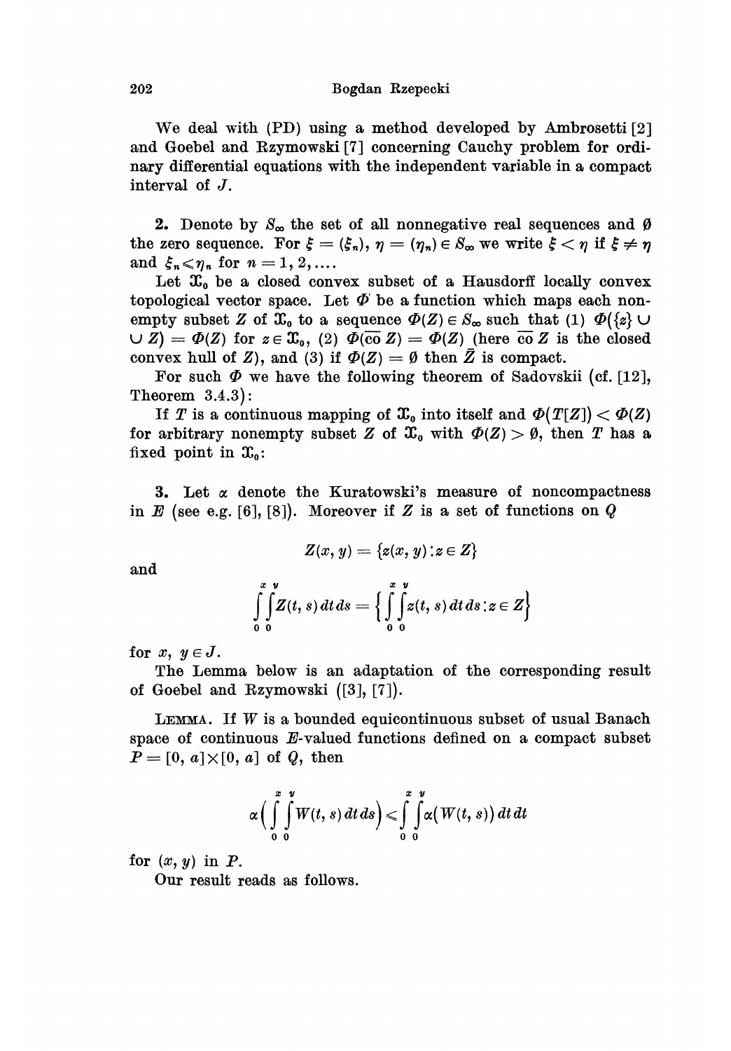We deal with (PD) using a method developed by Ambrosetti [2] and Goebel and Rzymowski [7] concerning Cauchy problem for ordinary differential equations with the independent variable in a compact interval of $J$.

**2.** Denote by $S_\infty$ the set of all nonnegative real sequences and $\emptyset$ the zero sequence. For $\xi = (\xi_n)$, $\eta = (\eta_n) \in S_\infty$ we write $\xi < \eta$ if $\xi \neq \eta$ and $\xi_n \leqslant \eta_n$ for $n = 1, 2, \ldots$.

Let $\mathfrak{X}_0$ be a closed convex subset of a Hausdorff locally convex topological vector space. Let $\Phi$ be a function which maps each nonempty subset $Z$ of $\mathfrak{X}_0$ to a sequence $\Phi(Z) \in S_\infty$ such that (1) $\Phi(\{z\} \cup \cup Z) = \Phi(Z)$ for $z \in \mathfrak{X}_0$, (2) $\Phi(\overline{\text{co}}\, Z) = \Phi(Z)$ (here $\overline{\text{co}}\, Z$ is the closed convex hull of $Z$), and (3) if $\Phi(Z) = \emptyset$ then $\bar{Z}$ is compact.

For such $\Phi$ we have the following theorem of Sadovskii (cf. [12], Theorem 3.4.3):

If $T$ is a continuous mapping of $\mathfrak{X}_0$ into itself and $\Phi(T[Z]) < \Phi(Z)$ for arbitrary nonempty subset $Z$ of $\mathfrak{X}_0$ with $\Phi(Z) > \emptyset$, then $T$ has a fixed point in $\mathfrak{X}_0$:

**3.** Let $\alpha$ denote the Kuratowski's measure of noncompactness in $E$ (see e.g. [6], [8]). Moreover if $Z$ is a set of functions on $Q$

$$Z(x, y) = \{z(x, y) : z \in Z\}$$

and

$$\int_0^x \int_0^y Z(t, s)\, dt\, ds = \left\{ \int_0^x \int_0^y z(t, s)\, dt\, ds : z \in Z \right\}$$

for $x, y \in J$.

The Lemma below is an adaptation of the corresponding result of Goebel and Rzymowski ([3], [7]).

LEMMA. *If $W$ is a bounded equicontinuous subset of usual Banach space of continuous $E$-valued functions defined on a compact subset $P = [0, a] \times [0, a]$ of $Q$, then*

$$\alpha\Big( \int_0^x \int_0^y W(t, s)\, dt\, ds \Big) \leqslant \int_0^x \int_0^y \alpha\big(W(t, s)\big)\, dt\, dt$$

*for $(x, y)$ in $P$.*

Our result reads as follows.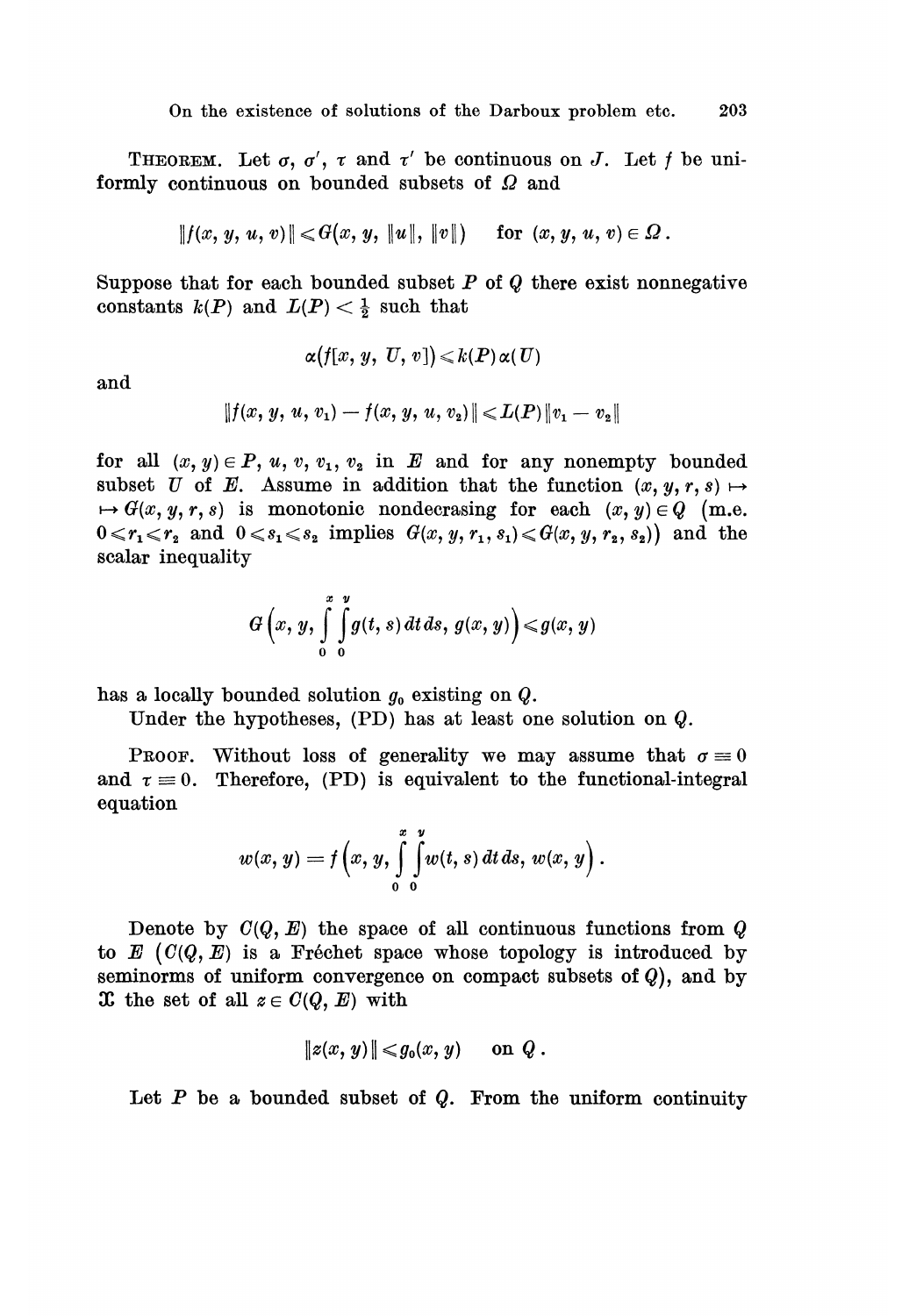**Theorem.** Let $\sigma$, $\sigma'$, $\tau$ and $\tau'$ be continuous on $J$. Let $f$ be uniformly continuous on bounded subsets of $\Omega$ and

$$\|f(x, y, u, v)\| \leqslant G(x, y, \|u\|, \|v\|) \quad \text{for } (x, y, u, v) \in \Omega .$$

Suppose that for each bounded subset $P$ of $Q$ there exist nonnegative constants $k(P)$ and $L(P) < \frac{1}{2}$ such that

$$\alpha(f[x, y, U, v]) \leqslant k(P)\,\alpha(U)$$

and

$$\|f(x, y, u, v_1) - f(x, y, u, v_2)\| \leqslant L(P)\|v_1 - v_2\|$$

for all $(x, y) \in P$, $u$, $v$, $v_1$, $v_2$ in $E$ and for any nonempty bounded subset $U$ of $E$. Assume in addition that the function $(x, y, r, s) \mapsto G(x, y, r, s)$ is monotonic nondecrasing for each $(x, y) \in Q$ (m.e. $0 \leqslant r_1 \leqslant r_2$ and $0 \leqslant s_1 \leqslant s_2$ implies $G(x, y, r_1, s_1) \leqslant G(x, y, r_2, s_2)$) and the scalar inequality

$$G\Big(x, y, \int_0^x \int_0^y g(t, s)\,dt\,ds,\; g(x, y)\Big) \leqslant g(x, y)$$

has a locally bounded solution $g_0$ existing on $Q$.

Under the hypotheses, (PD) has at least one solution on $Q$.

**Proof.** Without loss of generality we may assume that $\sigma \equiv 0$ and $\tau \equiv 0$. Therefore, (PD) is equivalent to the functional-integral equation

$$w(x, y) = f\Big(x, y, \int_0^x \int_0^y w(t, s)\,dt\,ds,\; w(x, y)\Big).$$

Denote by $C(Q, E)$ the space of all continuous functions from $Q$ to $E$ ($C(Q, E)$ is a Fréchet space whose topology is introduced by seminorms of uniform convergence on compact subsets of $Q$), and by $\mathfrak{X}$ the set of all $z \in C(Q, E)$ with

$$\|z(x, y)\| \leqslant g_0(x, y) \quad \text{on } Q .$$

Let $P$ be a bounded subset of $Q$. From the uniform continuity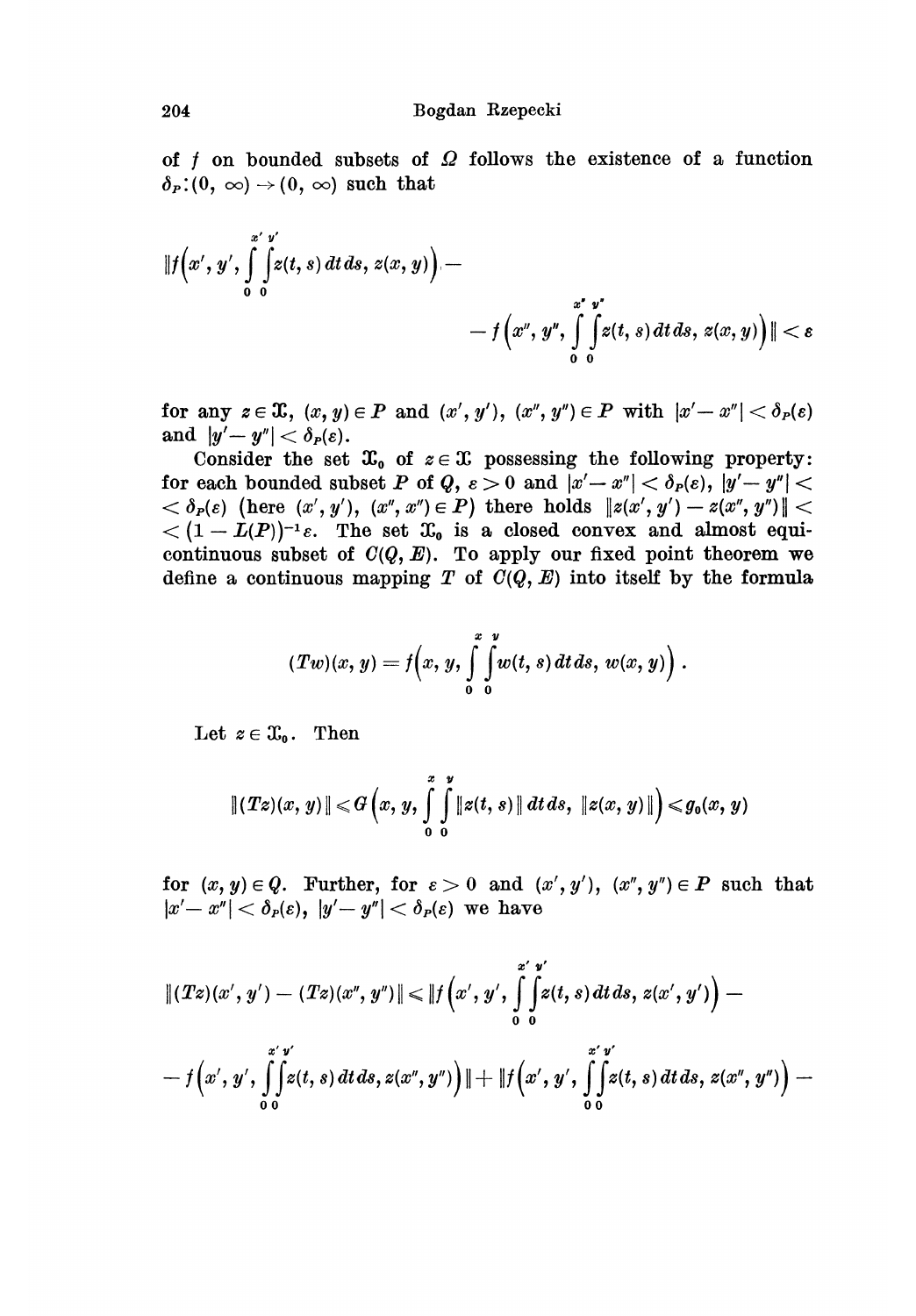of $f$ on bounded subsets of $\Omega$ follows the existence of a function $\delta_P:(0, \infty) \to (0, \infty)$ such that

$$\left\|f\left(x', y', \int_0^{x'}\int_0^{y'} z(t, s)\, dt\, ds, z(x, y)\right) - f\left(x'', y'', \int_0^{x''}\int_0^{y''} z(t, s)\, dt\, ds, z(x, y)\right)\right\| < \varepsilon$$

for any $z \in \mathfrak{X}$, $(x, y) \in P$ and $(x', y')$, $(x'', y'') \in P$ with $|x' - x''| < \delta_P(\varepsilon)$ and $|y' - y''| < \delta_P(\varepsilon)$.

Consider the set $\mathfrak{X}_0$ of $z \in \mathfrak{X}$ possessing the following property: for each bounded subset $P$ of $Q$, $\varepsilon > 0$ and $|x' - x''| < \delta_P(\varepsilon)$, $|y' - y''| < \delta_P(\varepsilon)$ (here $(x', y')$, $(x'', x'') \in P$) there holds $\|z(x', y') - z(x'', y'')\| < (1 - L(P))^{-1}\varepsilon$. The set $\mathfrak{X}_0$ is a closed convex and almost equicontinuous subset of $C(Q, E)$. To apply our fixed point theorem we define a continuous mapping $T$ of $C(Q, E)$ into itself by the formula

$$(Tw)(x, y) = f\left(x, y, \int_0^x\int_0^y w(t, s)\, dt\, ds, w(x, y)\right).$$

Let $z \in \mathfrak{X}_0$. Then

$$\|(Tz)(x, y)\| \leqslant G\left(x, y, \int_0^x\int_0^y \|z(t, s)\|\, dt\, ds, \|z(x, y)\|\right) \leqslant g_0(x, y)$$

for $(x, y) \in Q$. Further, for $\varepsilon > 0$ and $(x', y')$, $(x'', y'') \in P$ such that $|x' - x''| < \delta_P(\varepsilon)$, $|y' - y''| < \delta_P(\varepsilon)$ we have

$$\|(Tz)(x', y') - (Tz)(x'', y'')\| \leqslant \left\|f\left(x', y', \int_0^{x'}\int_0^{y'} z(t, s)\, dt\, ds, z(x', y')\right) - f\left(x', y', \int_0^{x'}\int_0^{y'} z(t, s)\, dt\, ds, z(x'', y'')\right)\right\| + \left\|f\left(x', y', \int_0^{x'}\int_0^{y'} z(t, s)\, dt\, ds, z(x'', y'')\right) - \right.$$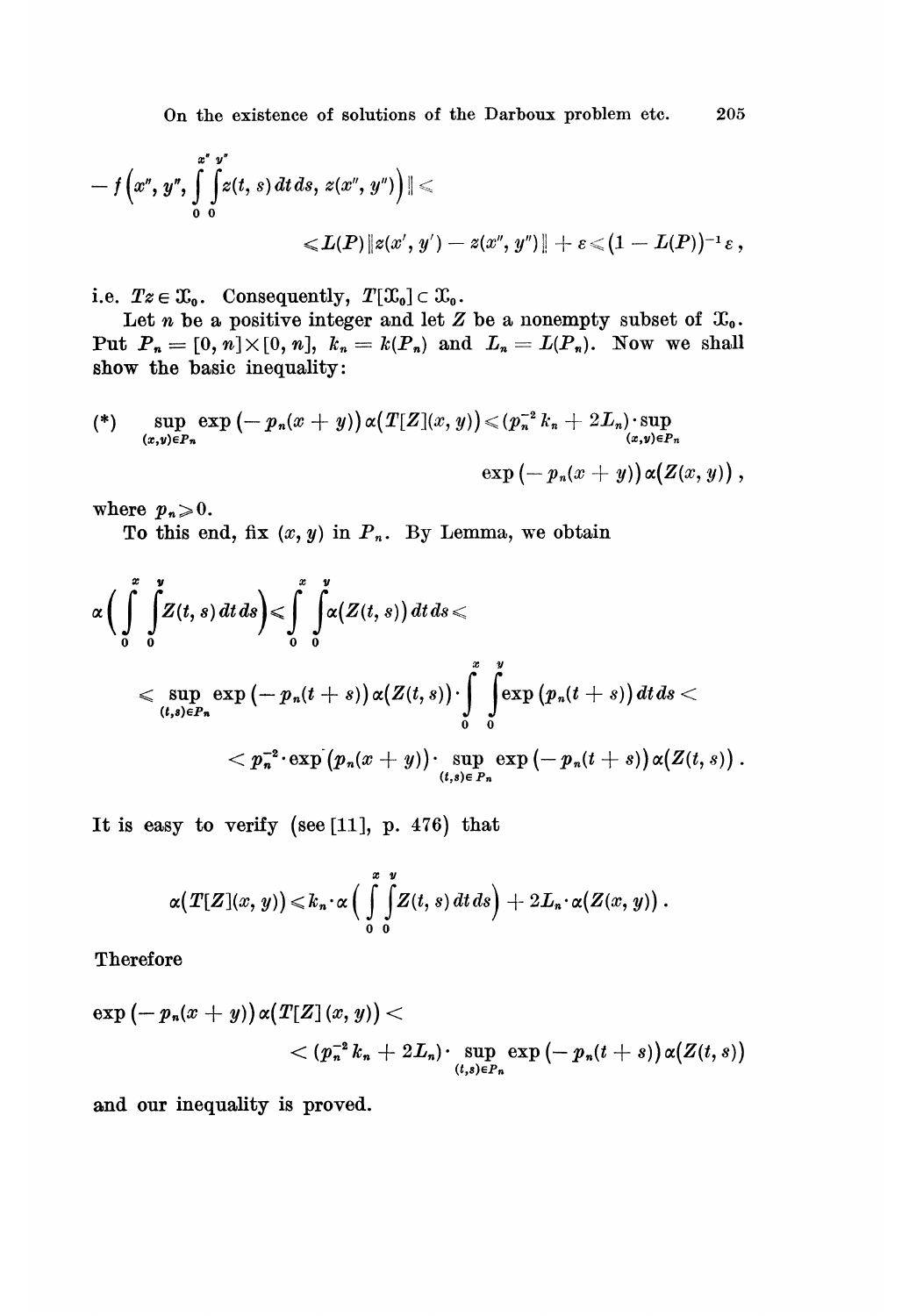$$- f\Big(x'', y'', \int_0^{x''}\int_0^{y''} z(t, s)\,dt\,ds,\, z(x'', y'')\Big)\| \leqslant$$

$$\leqslant L(P)\|z(x', y') - z(x'', y'')\| + \varepsilon \leqslant \big(1 - L(P)\big)^{-1}\varepsilon\,,$$

i.e. $Tz \in \mathfrak{X}_0$. Consequently, $T[\mathfrak{X}_0] \subset \mathfrak{X}_0$.

Let $n$ be a positive integer and let $Z$ be a nonempty subset of $\mathfrak{X}_0$. Put $P_n = [0, n]\times[0, n]$, $k_n = k(P_n)$ and $L_n = L(P_n)$. Now we shall show the basic inequality:

$$(*) \quad \sup_{(x,y)\in P_n} \exp\big(-p_n(x+y)\big)\,\alpha\big(T[Z](x, y)\big) \leqslant (p_n^{-2}k_n + 2L_n)\cdot \sup_{(x,y)\in P_n} \exp\big(-p_n(x+y)\big)\,\alpha\big(Z(x, y)\big)\,,$$

where $p_n \geqslant 0$.

To this end, fix $(x, y)$ in $P_n$. By Lemma, we obtain

$$\alpha\Big(\int_0^x\int_0^y Z(t, s)\,dt\,ds\Big) \leqslant \int_0^x\int_0^y \alpha\big(Z(t, s)\big)\,dt\,ds \leqslant$$

$$\leqslant \sup_{(t,s)\in P_n} \exp\big(-p_n(t+s)\big)\,\alpha\big(Z(t, s)\big)\cdot \int_0^x\int_0^y \exp\big(p_n(t+s)\big)\,dt\,ds <$$

$$< p_n^{-2}\cdot \exp\big(p_n(x+y)\big)\cdot \sup_{(t,s)\in P_n} \exp\big(-p_n(t+s)\big)\,\alpha\big(Z(t, s)\big)\,.$$

It is easy to verify (see [11], p. 476) that

$$\alpha\big(T[Z](x, y)\big) \leqslant k_n\cdot \alpha\Big(\int_0^x\int_0^y Z(t, s)\,dt\,ds\Big) + 2L_n\cdot \alpha\big(Z(x, y)\big)\,.$$

Therefore

$$\exp\big(-p_n(x+y)\big)\,\alpha\big(T[Z](x, y)\big) < (p_n^{-2}k_n + 2L_n)\cdot \sup_{(t,s)\in P_n} \exp\big(-p_n(t+s)\big)\,\alpha\big(Z(t, s)\big)$$

and our inequality is proved.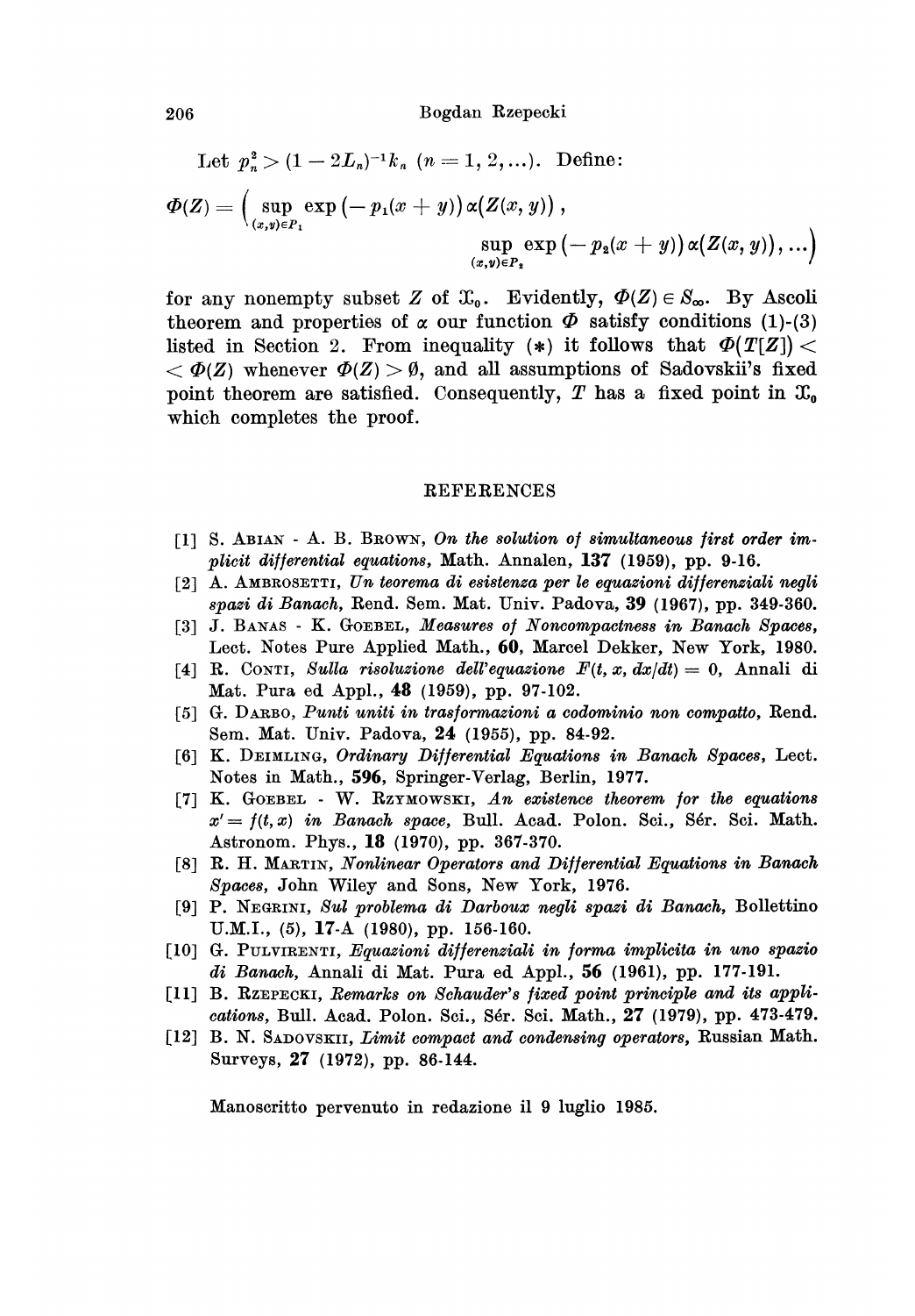Let $p_n^2 > (1 - 2L_n)^{-1} k_n$ $(n = 1, 2, \dots)$. Define:

$$\Phi(Z) = \Big( \sup_{(x,y)\in P_1} \exp\big(-p_1(x+y)\big)\,\alpha\big(Z(x,y)\big)\,, \\ \sup_{(x,y)\in P_2} \exp\big(-p_2(x+y)\big)\,\alpha\big(Z(x,y)\big), \dots \Big)$$

for any nonempty subset $Z$ of $\mathfrak{X}_0$. Evidently, $\Phi(Z) \in S_\infty$. By Ascoli theorem and properties of $\alpha$ our function $\Phi$ satisfy conditions (1)-(3) listed in Section 2. From inequality (*) it follows that $\Phi(T[Z]) < \Phi(Z)$ whenever $\Phi(Z) > \emptyset$, and all assumptions of Sadovskii's fixed point theorem are satisfied. Consequently, $T$ has a fixed point in $\mathfrak{X}_0$ which completes the proof.

## REFERENCES

[1] S. Abian - A. B. Brown, *On the solution of simultaneous first order implicit differential equations*, Math. Annalen, **137** (1959), pp. 9-16.

[2] A. Ambrosetti, *Un teorema di esistenza per le equazioni differenziali negli spazi di Banach*, Rend. Sem. Mat. Univ. Padova, **39** (1967), pp. 349-360.

[3] J. Banas - K. Goebel, *Measures of Noncompactness in Banach Spaces*, Lect. Notes Pure Applied Math., **60**, Marcel Dekker, New York, 1980.

[4] R. Conti, *Sulla risoluzione dell'equazione $F(t, x, dx/dt) = 0$*, Annali di Mat. Pura ed Appl., **48** (1959), pp. 97-102.

[5] G. Darbo, *Punti uniti in trasformazioni a codominio non compatto*, Rend. Sem. Mat. Univ. Padova, **24** (1955), pp. 84-92.

[6] K. Deimling, *Ordinary Differential Equations in Banach Spaces*, Lect. Notes in Math., **596**, Springer-Verlag, Berlin, 1977.

[7] K. Goebel - W. Rzymowski, *An existence theorem for the equations $x' = f(t, x)$ in Banach space*, Bull. Acad. Polon. Sci., Sér. Sci. Math. Astronom. Phys., **18** (1970), pp. 367-370.

[8] R. H. Martin, *Nonlinear Operators and Differential Equations in Banach Spaces*, John Wiley and Sons, New York, 1976.

[9] P. Negrini, *Sul problema di Darboux negli spazi di Banach*, Bollettino U.M.I., (5), **17**-A (1980), pp. 156-160.

[10] G. Pulvirenti, *Equazioni differenziali in forma implicita in uno spazio di Banach*, Annali di Mat. Pura ed Appl., **56** (1961), pp. 177-191.

[11] B. Rzepecki, *Remarks on Schauder's fixed point principle and its applications*, Bull. Acad. Polon. Sci., Sér. Sci. Math., **27** (1979), pp. 473-479.

[12] B. N. Sadovskii, *Limit compact and condensing operators*, Russian Math. Surveys, **27** (1972), pp. 86-144.

Manoscritto pervenuto in redazione il 9 luglio 1985.